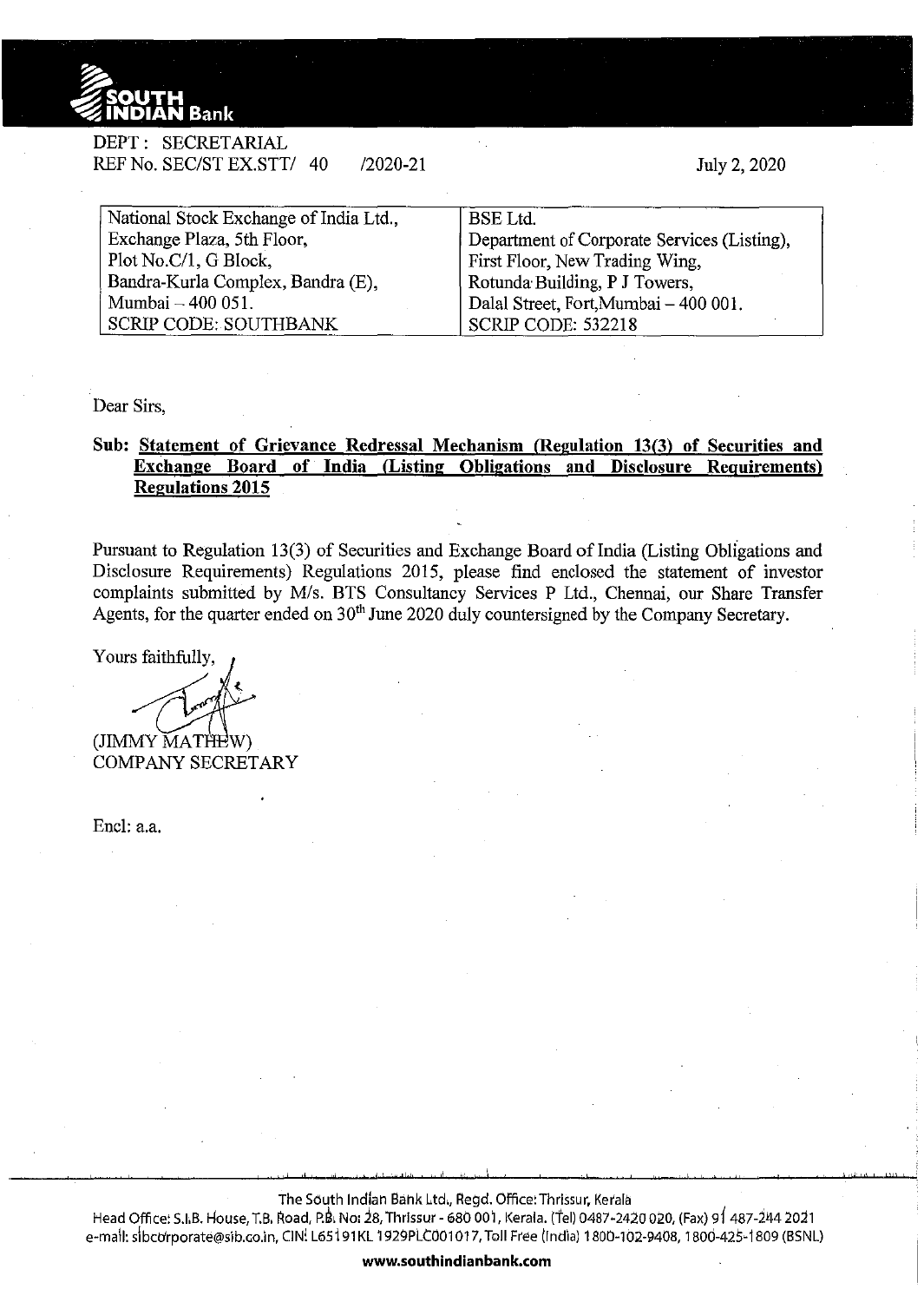DEPT : SECRETARIAL
REF No. SEC/ST EX.STT/ 40 /2020-21

July 2, 2020

| National Stock Exchange of India Ltd., | BSE Ltd. |
|---|---|
| Exchange Plaza, 5th Floor, | Department of Corporate Services (Listing), |
| Plot No.C/1, G Block, | First Floor, New Trading Wing, |
| Bandra-Kurla Complex, Bandra (E), | Rotunda Building, P J Towers, |
| Mumbai – 400 051. | Dalal Street, Fort,Mumbai – 400 001. |
| SCRIP CODE: SOUTHBANK | SCRIP CODE: 532218 |

Dear Sirs,

**Sub: Statement of Grievance Redressal Mechanism (Regulation 13(3) of Securities and Exchange Board of India (Listing Obligations and Disclosure Requirements) Regulations 2015**

Pursuant to Regulation 13(3) of Securities and Exchange Board of India (Listing Obligations and Disclosure Requirements) Regulations 2015, please find enclosed the statement of investor complaints submitted by M/s. BTS Consultancy Services P Ltd., Chennai, our Share Transfer Agents, for the quarter ended on 30th June 2020 duly countersigned by the Company Secretary.

Yours faithfully,

(JIMMY MATHEW)
COMPANY SECRETARY

Encl: a.a.

The South Indian Bank Ltd., Regd. Office: Thrissur, Kerala
Head Office: S.I.B. House, T.B. Road, P.B. No: 28, Thrissur - 680 001, Kerala. (Tel) 0487-2420 020, (Fax) 91 487-244 2021
e-mail: sibcorporate@sib.co.in, CIN: L65191KL1929PLC001017, Toll Free (India) 1800-102-9408, 1800-425-1809 (BSNL)

www.southindianbank.com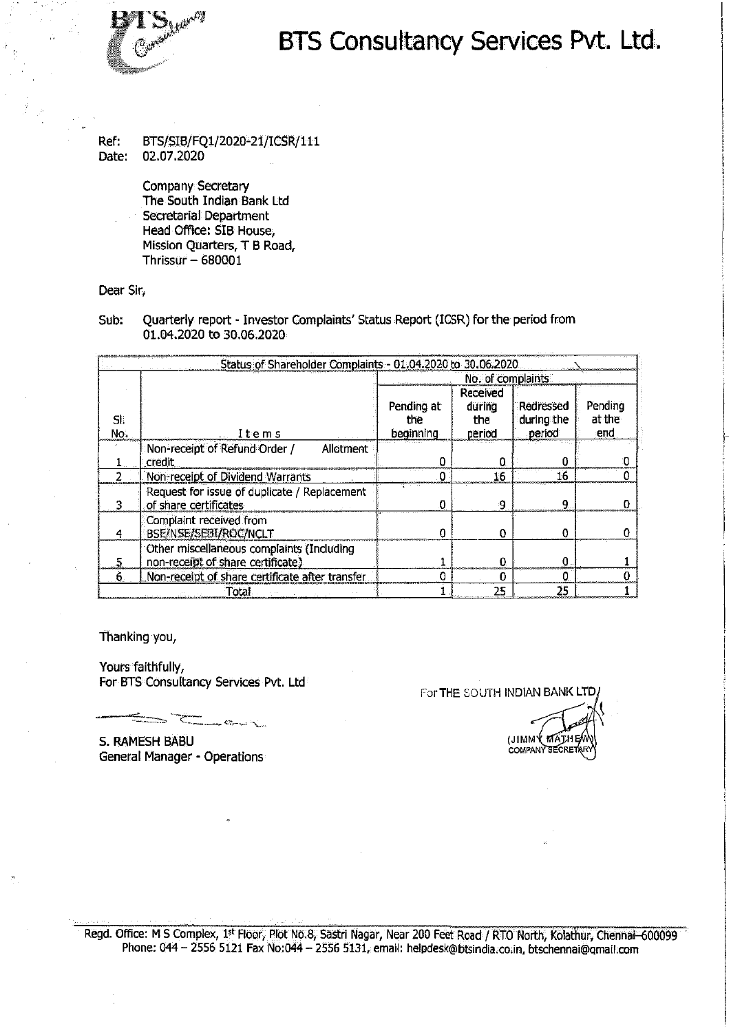BTS Consultancy Services Pvt. Ltd.

Ref: BTS/SIB/FQ1/2020-21/ICSR/111
Date: 02.07.2020

Company Secretary
The South Indian Bank Ltd
Secretarial Department
Head Office: SIB House,
Mission Quarters, T B Road,
Thrissur – 680001

Dear Sir,

Sub: Quarterly report - Investor Complaints' Status Report (ICSR) for the period from 01.04.2020 to 30.06.2020

| Status of Shareholder Complaints - 01.04.2020 to 30.06.2020 | | | | | |
|---|---|---|---|---|---|
| | | No. of complaints | | | |
| Sl. No. | Items | Pending at the beginning | Received during the period | Redressed during the period | Pending at the end |
| 1 | Non-receipt of Refund Order / Allotment credit | 0 | 0 | 0 | 0 |
| 2 | Non-receipt of Dividend Warrants | 0 | 16 | 16 | 0 |
| 3 | Request for issue of duplicate / Replacement of share certificates | 0 | 9 | 9 | 0 |
| 4 | Complaint received from BSE/NSE/SEBI/ROC/NCLT | 0 | 0 | 0 | 0 |
| 5 | Other miscellaneous complaints (Including non-receipt of share certificate) | 1 | 0 | 0 | 1 |
| 6 | Non-receipt of share certificate after transfer | 0 | 0 | 0 | 0 |
| | Total | 1 | 25 | 25 | 1 |

Thanking you,

Yours faithfully,
For BTS Consultancy Services Pvt. Ltd

S. RAMESH BABU
General Manager - Operations

For THE SOUTH INDIAN BANK LTD

(JIMMY MATHEW)
COMPANY SECRETARY

Regd. Office: M S Complex, 1st Floor, Plot No.8, Sastri Nagar, Near 200 Feet Road / RTO North, Kolathur, Chennai–600099
Phone: 044 – 2556 5121 Fax No:044 – 2556 5131, email: helpdesk@btsindia.co.in, btschennai@gmail.com